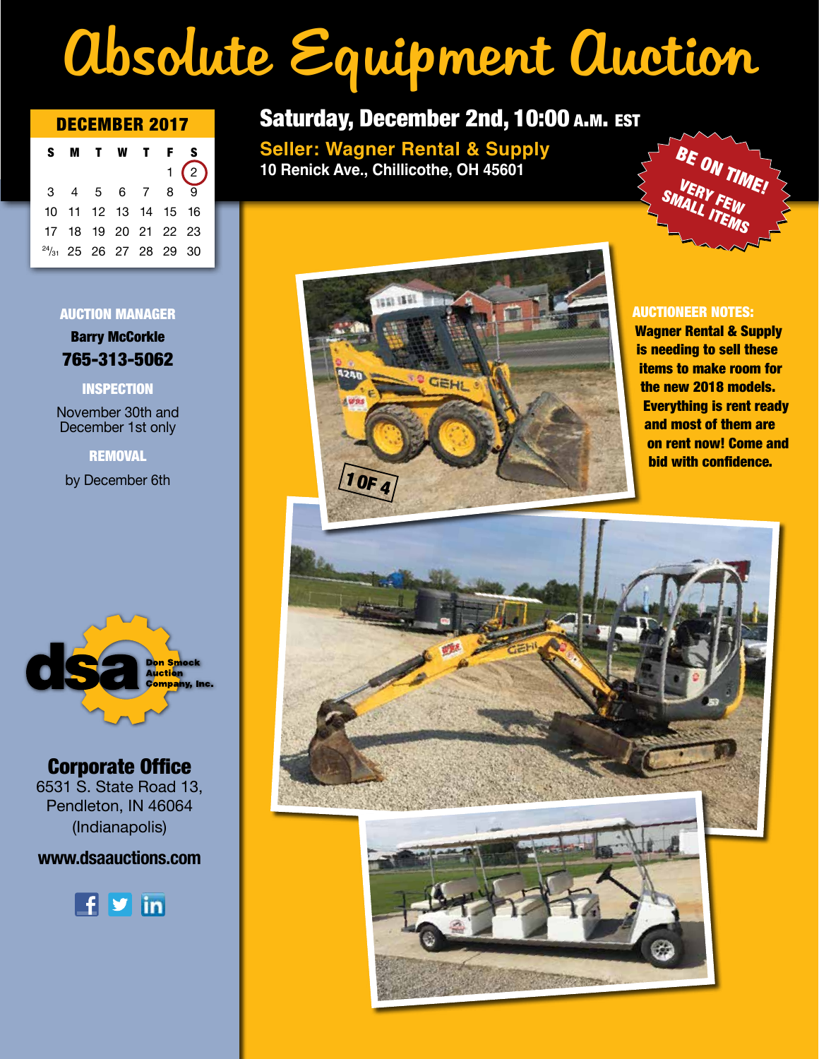# Absolute Equipment Auction

## Saturday, December 2nd, 10:00 A.M. EST

**Seller: Wagner Rental & Supply**
**10 Renick Ave., Chillicothe, OH 45601**

**BE ON TIME!**
**VERY FEW SMALL ITEMS**

**DECEMBER 2017**

| S | M | T | W | T | F | S |
|---|---|---|---|---|---|---|
| | | | | | 1 | 2 |
| 3 | 4 | 5 | 6 | 7 | 8 | 9 |
| 10 | 11 | 12 | 13 | 14 | 15 | 16 |
| 17 | 18 | 19 | 20 | 21 | 22 | 23 |
| 24/31 | 25 | 26 | 27 | 28 | 29 | 30 |

**AUCTION MANAGER**
**Barry McCorkle**
**765-313-5062**

**INSPECTION**
November 30th and December 1st only

**REMOVAL**
by December 6th

**AUCTIONEER NOTES:**
**Wagner Rental & Supply is needing to sell these items to make room for the new 2018 models. Everything is rent ready and most of them are on rent now! Come and bid with confidence.**

**Corporate Office**
6531 S. State Road 13,
Pendleton, IN 46064
(Indianapolis)

**www.dsaauctions.com**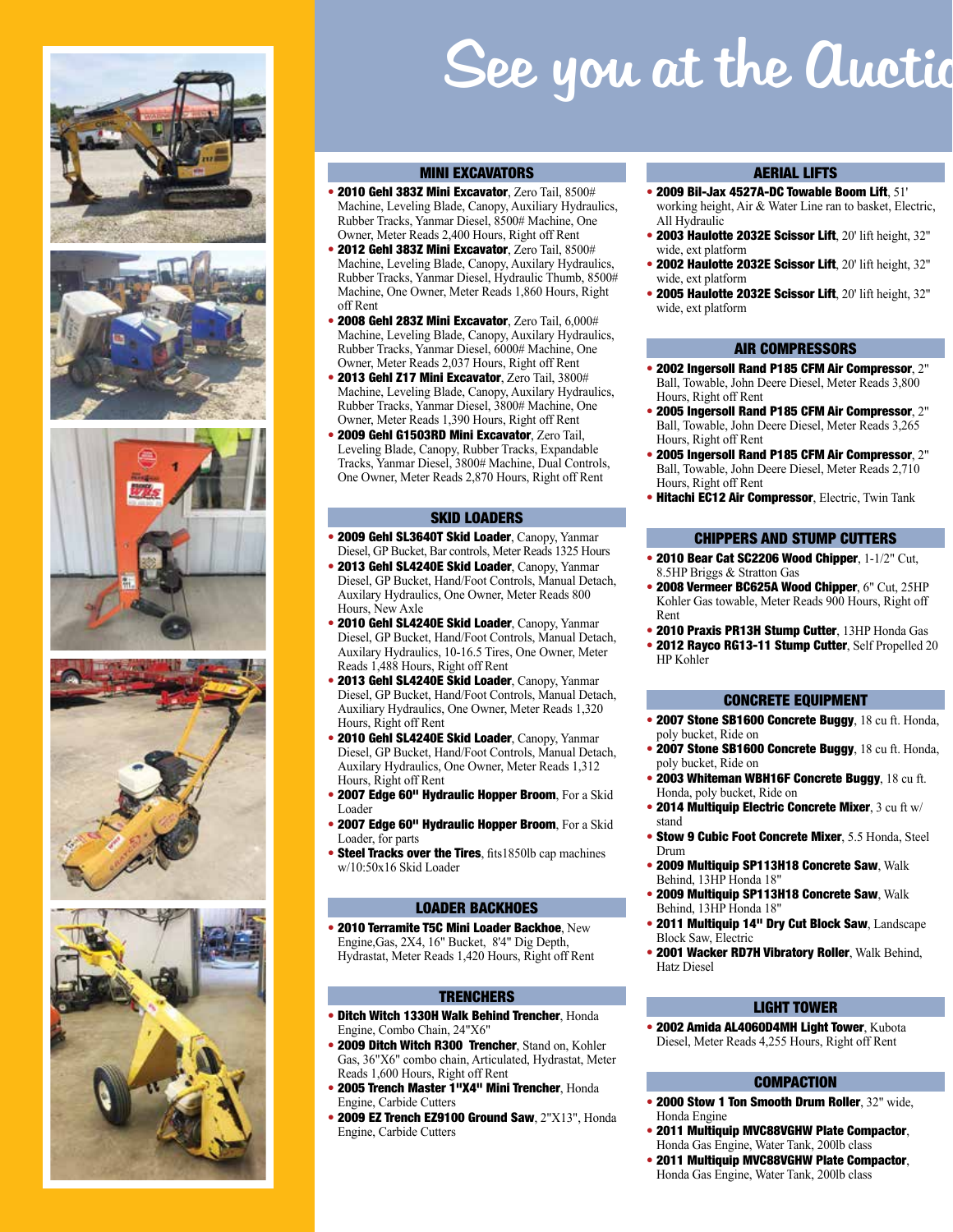# See you at the Auctio

## MINI EXCAVATORS

- **2010 Gehl 383Z Mini Excavator**, Zero Tail, 8500# Machine, Leveling Blade, Canopy, Auxiliary Hydraulics, Rubber Tracks, Yanmar Diesel, 8500# Machine, One Owner, Meter Reads 2,400 Hours, Right off Rent
- **2012 Gehl 383Z Mini Excavator**, Zero Tail, 8500# Machine, Leveling Blade, Canopy, Auxilary Hydraulics, Rubber Tracks, Yanmar Diesel, Hydraulic Thumb, 8500# Machine, One Owner, Meter Reads 1,860 Hours, Right off Rent
- **2008 Gehl 283Z Mini Excavator**, Zero Tail, 6,000# Machine, Leveling Blade, Canopy, Auxilary Hydraulics, Rubber Tracks, Yanmar Diesel, 6000# Machine, One Owner, Meter Reads 2,037 Hours, Right off Rent
- **2013 Gehl Z17 Mini Excavator**, Zero Tail, 3800# Machine, Leveling Blade, Canopy, Auxilary Hydraulics, Rubber Tracks, Yanmar Diesel, 3800# Machine, One Owner, Meter Reads 1,390 Hours, Right off Rent
- **2009 Gehl G1503RD Mini Excavator**, Zero Tail, Leveling Blade, Canopy, Rubber Tracks, Expandable Tracks, Yanmar Diesel, 3800# Machine, Dual Controls, One Owner, Meter Reads 2,870 Hours, Right off Rent

## SKID LOADERS

- **2009 Gehl SL3640T Skid Loader**, Canopy, Yanmar Diesel, GP Bucket, Bar controls, Meter Reads 1325 Hours
- **2013 Gehl SL4240E Skid Loader**, Canopy, Yanmar Diesel, GP Bucket, Hand/Foot Controls, Manual Detach, Auxilary Hydraulics, One Owner, Meter Reads 800 Hours, New Axle
- **2010 Gehl SL4240E Skid Loader**, Canopy, Yanmar Diesel, GP Bucket, Hand/Foot Controls, Manual Detach, Auxilary Hydraulics, 10-16.5 Tires, One Owner, Meter Reads 1,488 Hours, Right off Rent
- **2013 Gehl SL4240E Skid Loader**, Canopy, Yanmar Diesel, GP Bucket, Hand/Foot Controls, Manual Detach, Auxiliary Hydraulics, One Owner, Meter Reads 1,320 Hours, Right off Rent
- **2010 Gehl SL4240E Skid Loader**, Canopy, Yanmar Diesel, GP Bucket, Hand/Foot Controls, Manual Detach, Auxilary Hydraulics, One Owner, Meter Reads 1,312 Hours, Right off Rent
- **2007 Edge 60" Hydraulic Hopper Broom**, For a Skid Loader
- **2007 Edge 60" Hydraulic Hopper Broom**, For a Skid Loader, for parts
- **Steel Tracks over the Tires**, fits1850lb cap machines w/10:50x16 Skid Loader

## LOADER BACKHOES

- **2010 Terramite T5C Mini Loader Backhoe**, New Engine,Gas, 2X4, 16" Bucket, 8'4" Dig Depth, Hydrastat, Meter Reads 1,420 Hours, Right off Rent

## TRENCHERS

- **Ditch Witch 1330H Walk Behind Trencher**, Honda Engine, Combo Chain, 24"X6"
- **2009 Ditch Witch R300 Trencher**, Stand on, Kohler Gas, 36"X6" combo chain, Articulated, Hydrastat, Meter Reads 1,600 Hours, Right off Rent
- **2005 Trench Master 1"X4" Mini Trencher**, Honda Engine, Carbide Cutters
- **2009 EZ Trench EZ9100 Ground Saw**, 2"X13", Honda Engine, Carbide Cutters

## AERIAL LIFTS

- **2009 Bil-Jax 4527A-DC Towable Boom Lift**, 51' working height, Air & Water Line ran to basket, Electric, All Hydraulic
- **2003 Haulotte 2032E Scissor Lift**, 20' lift height, 32" wide, ext platform
- **2002 Haulotte 2032E Scissor Lift**, 20' lift height, 32" wide, ext platform
- **2005 Haulotte 2032E Scissor Lift**, 20' lift height, 32" wide, ext platform

## AIR COMPRESSORS

- **2002 Ingersoll Rand P185 CFM Air Compressor**, 2" Ball, Towable, John Deere Diesel, Meter Reads 3,800 Hours, Right off Rent
- **2005 Ingersoll Rand P185 CFM Air Compressor**, 2" Ball, Towable, John Deere Diesel, Meter Reads 3,265 Hours, Right off Rent
- **2005 Ingersoll Rand P185 CFM Air Compressor**, 2" Ball, Towable, John Deere Diesel, Meter Reads 2,710 Hours, Right off Rent
- **Hitachi EC12 Air Compressor**, Electric, Twin Tank

## CHIPPERS AND STUMP CUTTERS

- **2010 Bear Cat SC2206 Wood Chipper**, 1-1/2" Cut, 8.5HP Briggs & Stratton Gas
- **2008 Vermeer BC625A Wood Chipper**, 6" Cut, 25HP Kohler Gas towable, Meter Reads 900 Hours, Right off Rent
- **2010 Praxis PR13H Stump Cutter**, 13HP Honda Gas
- **2012 Rayco RG13-11 Stump Cutter**, Self Propelled 20 HP Kohler

## CONCRETE EQUIPMENT

- **2007 Stone SB1600 Concrete Buggy**, 18 cu ft. Honda, poly bucket, Ride on
- **2007 Stone SB1600 Concrete Buggy**, 18 cu ft. Honda, poly bucket, Ride on
- **2003 Whiteman WBH16F Concrete Buggy**, 18 cu ft. Honda, poly bucket, Ride on
- **2014 Multiquip Electric Concrete Mixer**, 3 cu ft w/ stand
- **Stow 9 Cubic Foot Concrete Mixer**, 5.5 Honda, Steel Drum
- **2009 Multiquip SP113H18 Concrete Saw**, Walk Behind, 13HP Honda 18"
- **2009 Multiquip SP113H18 Concrete Saw**, Walk Behind, 13HP Honda 18"
- **2011 Multiquip 14" Dry Cut Block Saw**, Landscape Block Saw, Electric
- **2001 Wacker RD7H Vibratory Roller**, Walk Behind, Hatz Diesel

## LIGHT TOWER

- **2002 Amida AL4060D4MH Light Tower**, Kubota Diesel, Meter Reads 4,255 Hours, Right off Rent

## COMPACTION

- **2000 Stow 1 Ton Smooth Drum Roller**, 32" wide, Honda Engine
- **2011 Multiquip MVC88VGHW Plate Compactor**, Honda Gas Engine, Water Tank, 200lb class
- **2011 Multiquip MVC88VGHW Plate Compactor**, Honda Gas Engine, Water Tank, 200lb class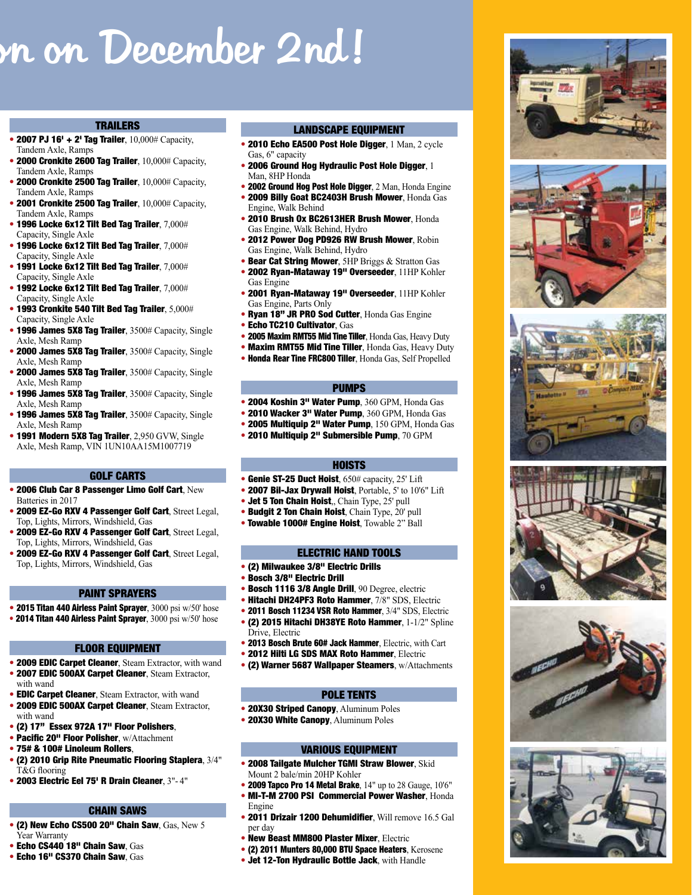# ...n on December 2nd!

## TRAILERS

- **2007 PJ 16' + 2' Tag Trailer**, 10,000# Capacity, Tandem Axle, Ramps
- **2000 Cronkite 2600 Tag Trailer**, 10,000# Capacity, Tandem Axle, Ramps
- **2000 Cronkite 2500 Tag Trailer**, 10,000# Capacity, Tandem Axle, Ramps
- **2001 Cronkite 2500 Tag Trailer**, 10,000# Capacity, Tandem Axle, Ramps
- **1996 Locke 6x12 Tilt Bed Tag Trailer**, 7,000# Capacity, Single Axle
- **1996 Locke 6x12 Tilt Bed Tag Trailer**, 7,000# Capacity, Single Axle
- **1991 Locke 6x12 Tilt Bed Tag Trailer**, 7,000# Capacity, Single Axle
- **1992 Locke 6x12 Tilt Bed Tag Trailer**, 7,000# Capacity, Single Axle
- **1993 Cronkite 540 Tilt Bed Tag Trailer**, 5,000# Capacity, Single Axle
- **1996 James 5X8 Tag Trailer**, 3500# Capacity, Single Axle, Mesh Ramp
- **2000 James 5X8 Tag Trailer**, 3500# Capacity, Single Axle, Mesh Ramp
- **2000 James 5X8 Tag Trailer**, 3500# Capacity, Single Axle, Mesh Ramp
- **1996 James 5X8 Tag Trailer**, 3500# Capacity, Single Axle, Mesh Ramp
- **1996 James 5X8 Tag Trailer**, 3500# Capacity, Single Axle, Mesh Ramp
- **1991 Modern 5X8 Tag Trailer**, 2,950 GVW, Single Axle, Mesh Ramp, VIN 1UN10AA15M1007719

## GOLF CARTS

- **2006 Club Car 8 Passenger Limo Golf Cart**, New Batteries in 2017
- **2009 EZ-Go RXV 4 Passenger Golf Cart**, Street Legal, Top, Lights, Mirrors, Windshield, Gas
- **2009 EZ-Go RXV 4 Passenger Golf Cart**, Street Legal, Top, Lights, Mirrors, Windshield, Gas
- **2009 EZ-Go RXV 4 Passenger Golf Cart**, Street Legal, Top, Lights, Mirrors, Windshield, Gas

## PAINT SPRAYERS

- **2015 Titan 440 Airless Paint Sprayer**, 3000 psi w/50' hose
- **2014 Titan 440 Airless Paint Sprayer**, 3000 psi w/50' hose

## FLOOR EQUIPMENT

- **2009 EDIC Carpet Cleaner**, Steam Extractor, with wand
- **2007 EDIC 500AX Carpet Cleaner**, Steam Extractor, with wand
- **EDIC Carpet Cleaner**, Steam Extractor, with wand
- **2009 EDIC 500AX Carpet Cleaner**, Steam Extractor, with wand
- **(2) 17" Essex 972A 17" Floor Polishers**,
- **Pacific 20" Floor Polisher**, w/Attachment
- **75# & 100# Linoleum Rollers**,
- **(2) 2010 Grip Rite Pneumatic Flooring Staplera**, 3/4" T&G flooring
- **2003 Electric Eel 75' R Drain Cleaner**, 3"- 4"

## CHAIN SAWS

- **(2) New Echo CS500 20" Chain Saw**, Gas, New 5 Year Warranty
- **Echo CS440 18" Chain Saw**, Gas
- **Echo 16" CS370 Chain Saw**, Gas

## LANDSCAPE EQUIPMENT

- **2010 Echo EA500 Post Hole Digger**, 1 Man, 2 cycle Gas, 6" capacity
- **2006 Ground Hog Hydraulic Post Hole Digger**, 1 Man, 8HP Honda
- **2002 Ground Hog Post Hole Digger**, 2 Man, Honda Engine
- **2009 Billy Goat BC2403H Brush Mower**, Honda Gas Engine, Walk Behind
- **2010 Brush Ox BC2613HER Brush Mower**, Honda Gas Engine, Walk Behind, Hydro
- **2012 Power Dog PD926 RW Brush Mower**, Robin Gas Engine, Walk Behind, Hydro
- **Bear Cat String Mower**, 5HP Briggs & Stratton Gas
- **2002 Ryan-Mataway 19" Overseeder**, 11HP Kohler Gas Engine
- **2001 Ryan-Mataway 19" Overseeder**, 11HP Kohler Gas Engine, Parts Only
- **Ryan 18" JR PRO Sod Cutter**, Honda Gas Engine
- **Echo TC210 Cultivator**, Gas
- **2005 Maxim RMT55 Mid Tine Tiller**, Honda Gas, Heavy Duty
- **Maxim RMT55 Mid Tine Tiller**, Honda Gas, Heavy Duty
- **Honda Rear Tine FRC800 Tiller**, Honda Gas, Self Propelled

## PUMPS

- **2004 Koshin 3" Water Pump**, 360 GPM, Honda Gas
- **2010 Wacker 3" Water Pump**, 360 GPM, Honda Gas
- **2005 Multiquip 2" Water Pump**, 150 GPM, Honda Gas
- **2010 Multiquip 2" Submersible Pump**, 70 GPM

## HOISTS

- **Genie ST-25 Duct Hoist**, 650# capacity, 25' Lift
- **2007 Bil-Jax Drywall Hoist**, Portable, 5' to 10'6" Lift
- **Jet 5 Ton Chain Hoist**,, Chain Type, 25' pull
- **Budgit 2 Ton Chain Hoist**, Chain Type, 20' pull
- **Towable 1000# Engine Hoist**, Towable 2" Ball

## ELECTRIC HAND TOOLS

- **(2) Milwaukee 3/8" Electric Drills**
- **Bosch 3/8" Electric Drill**
- **Bosch 1116 3/8 Angle Drill**, 90 Degree, electric
- **Hitachi DH24PF3 Roto Hammer**, 7/8" SDS, Electric
- **2011 Bosch 11234 VSR Roto Hammer**, 3/4" SDS, Electric
- **(2) 2015 Hitachi DH38YE Roto Hammer**, 1-1/2" Spline Drive, Electric
- **2013 Bosch Brute 60# Jack Hammer**, Electric, with Cart
- **2012 Hilti LG SDS MAX Roto Hammer**, Electric
- **(2) Warner 5687 Wallpaper Steamers**, w/Attachments

## POLE TENTS

- **20X30 Striped Canopy**, Aluminum Poles
- **20X30 White Canopy**, Aluminum Poles

## VARIOUS EQUIPMENT

- **2008 Tailgate Mulcher TGMI Straw Blower**, Skid Mount 2 bale/min 20HP Kohler
- **2009 Tapco Pro 14 Metal Brake**, 14" up to 28 Gauge, 10'6"
- **MI-T-M 2700 PSI Commercial Power Washer**, Honda Engine
- **2011 Drizair 1200 Dehumidifier**, Will remove 16.5 Gal per day
- **New Beast MM800 Plaster Mixer**, Electric
- **(2) 2011 Munters 80,000 BTU Space Heaters**, Kerosene
- **Jet 12-Ton Hydraulic Bottle Jack**, with Handle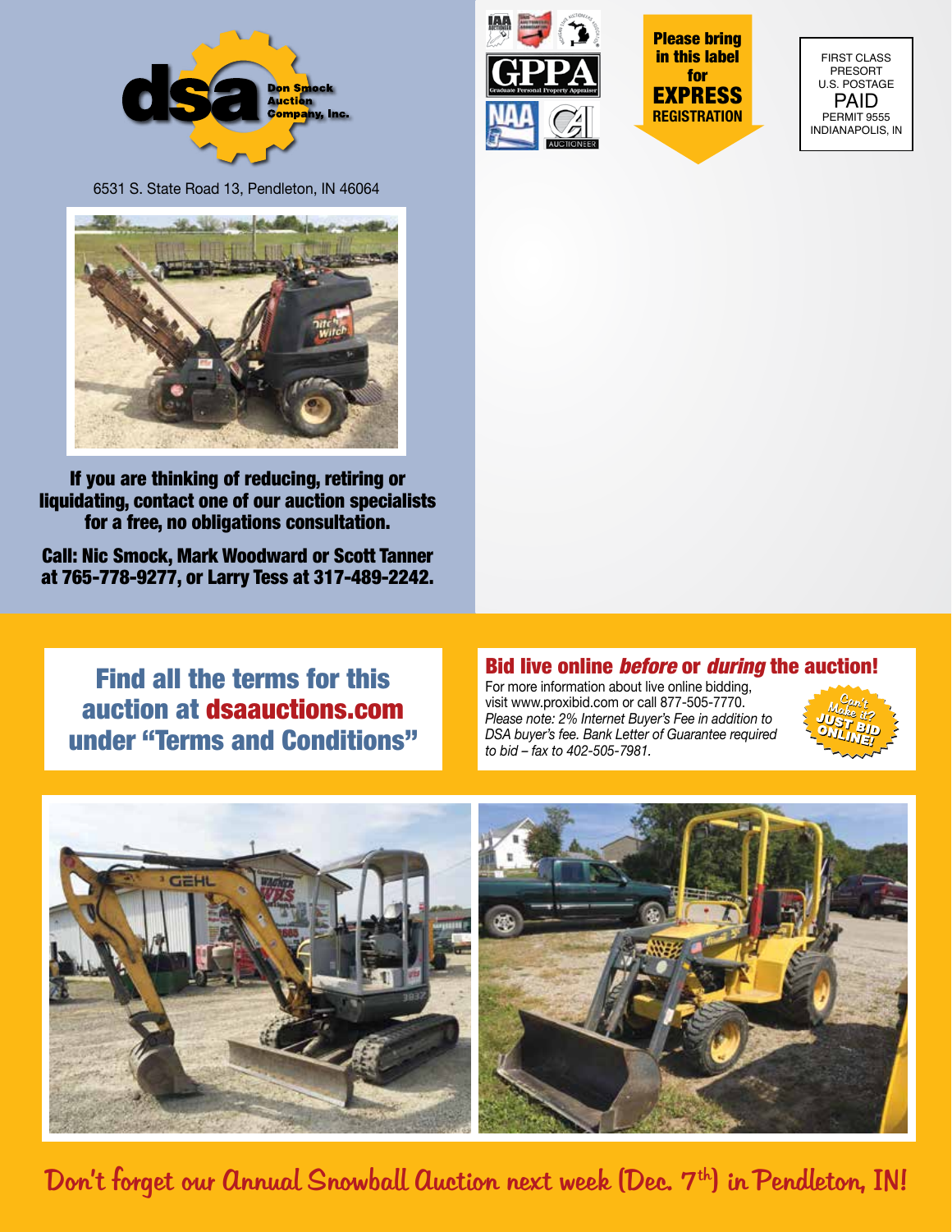**dsa** Don Smock Auction Company, Inc.

6531 S. State Road 13, Pendleton, IN 46064

**Please bring in this label for EXPRESS REGISTRATION**

FIRST CLASS
PRESORT
U.S. POSTAGE
PAID
PERMIT 9555
INDIANAPOLIS, IN

**If you are thinking of reducing, retiring or liquidating, contact one of our auction specialists for a free, no obligations consultation.**

**Call: Nic Smock, Mark Woodward or Scott Tanner at 765-778-9277, or Larry Tess at 317-489-2242.**

## Find all the terms for this auction at dsaauctions.com under "Terms and Conditions"

## Bid live online *before* or *during* the auction!

For more information about live online bidding, visit www.proxibid.com or call 877-505-7770. *Please note: 2% Internet Buyer's Fee in addition to DSA buyer's fee. Bank Letter of Guarantee required to bid – fax to 402-505-7981.*

Can't Make it? JUST BID ONLINE!

Don't forget our Annual Snowball Auction next week (Dec. 7th) in Pendleton, IN!